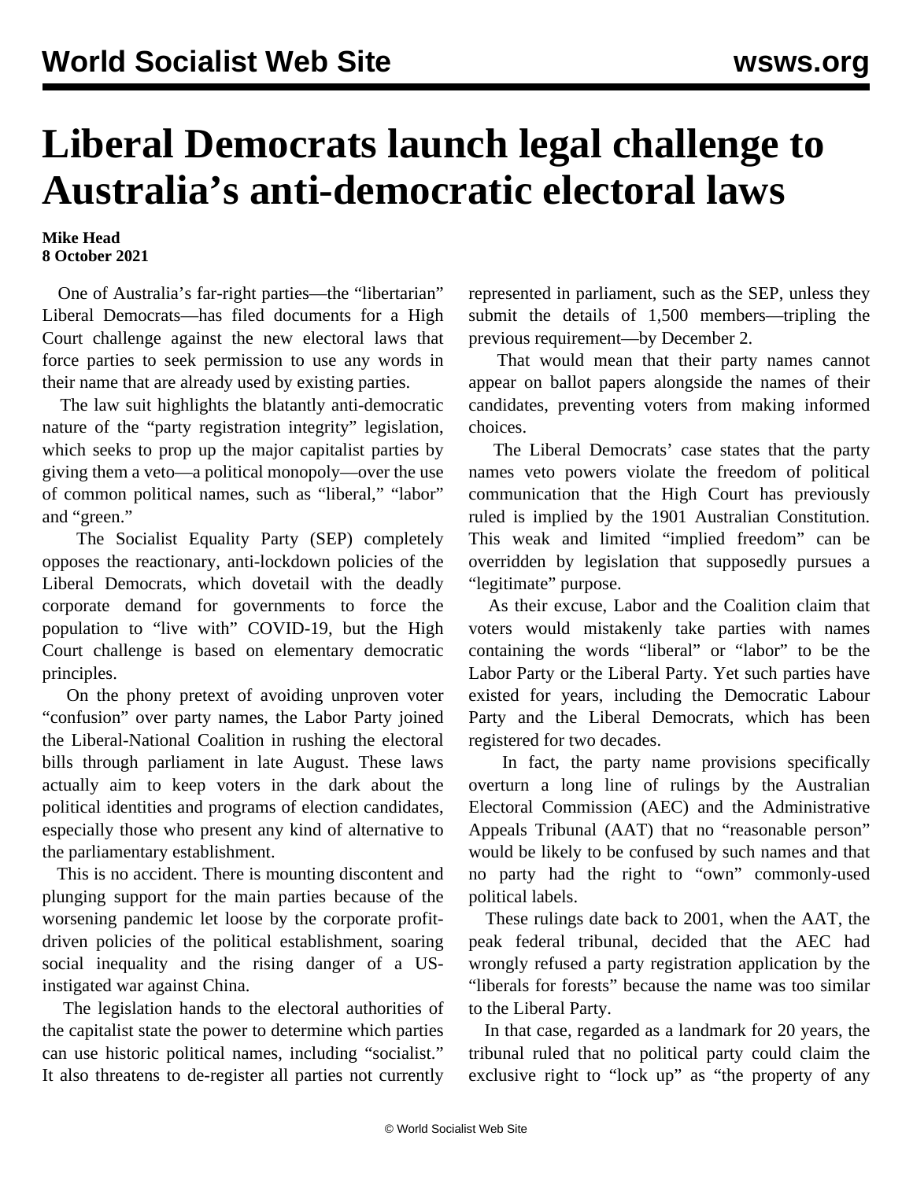# Liberal Democrats launch legal challenge to Australia's anti-democratic electoral laws

**Mike Head**
**8 October 2021**

One of Australia's far-right parties—the "libertarian" Liberal Democrats—has filed documents for a High Court challenge against the new electoral laws that force parties to seek permission to use any words in their name that are already used by existing parties.

The law suit highlights the blatantly anti-democratic nature of the "party registration integrity" legislation, which seeks to prop up the major capitalist parties by giving them a veto—a political monopoly—over the use of common political names, such as "liberal," "labor" and "green."

The Socialist Equality Party (SEP) completely opposes the reactionary, anti-lockdown policies of the Liberal Democrats, which dovetail with the deadly corporate demand for governments to force the population to "live with" COVID-19, but the High Court challenge is based on elementary democratic principles.

On the phony pretext of avoiding unproven voter "confusion" over party names, the Labor Party joined the Liberal-National Coalition in rushing the electoral bills through parliament in late August. These laws actually aim to keep voters in the dark about the political identities and programs of election candidates, especially those who present any kind of alternative to the parliamentary establishment.

This is no accident. There is mounting discontent and plunging support for the main parties because of the worsening pandemic let loose by the corporate profit-driven policies of the political establishment, soaring social inequality and the rising danger of a US-instigated war against China.

The legislation hands to the electoral authorities of the capitalist state the power to determine which parties can use historic political names, including "socialist." It also threatens to de-register all parties not currently represented in parliament, such as the SEP, unless they submit the details of 1,500 members—tripling the previous requirement—by December 2.

That would mean that their party names cannot appear on ballot papers alongside the names of their candidates, preventing voters from making informed choices.

The Liberal Democrats' case states that the party names veto powers violate the freedom of political communication that the High Court has previously ruled is implied by the 1901 Australian Constitution. This weak and limited "implied freedom" can be overridden by legislation that supposedly pursues a "legitimate" purpose.

As their excuse, Labor and the Coalition claim that voters would mistakenly take parties with names containing the words "liberal" or "labor" to be the Labor Party or the Liberal Party. Yet such parties have existed for years, including the Democratic Labour Party and the Liberal Democrats, which has been registered for two decades.

In fact, the party name provisions specifically overturn a long line of rulings by the Australian Electoral Commission (AEC) and the Administrative Appeals Tribunal (AAT) that no "reasonable person" would be likely to be confused by such names and that no party had the right to "own" commonly-used political labels.

These rulings date back to 2001, when the AAT, the peak federal tribunal, decided that the AEC had wrongly refused a party registration application by the "liberals for forests" because the name was too similar to the Liberal Party.

In that case, regarded as a landmark for 20 years, the tribunal ruled that no political party could claim the exclusive right to "lock up" as "the property of any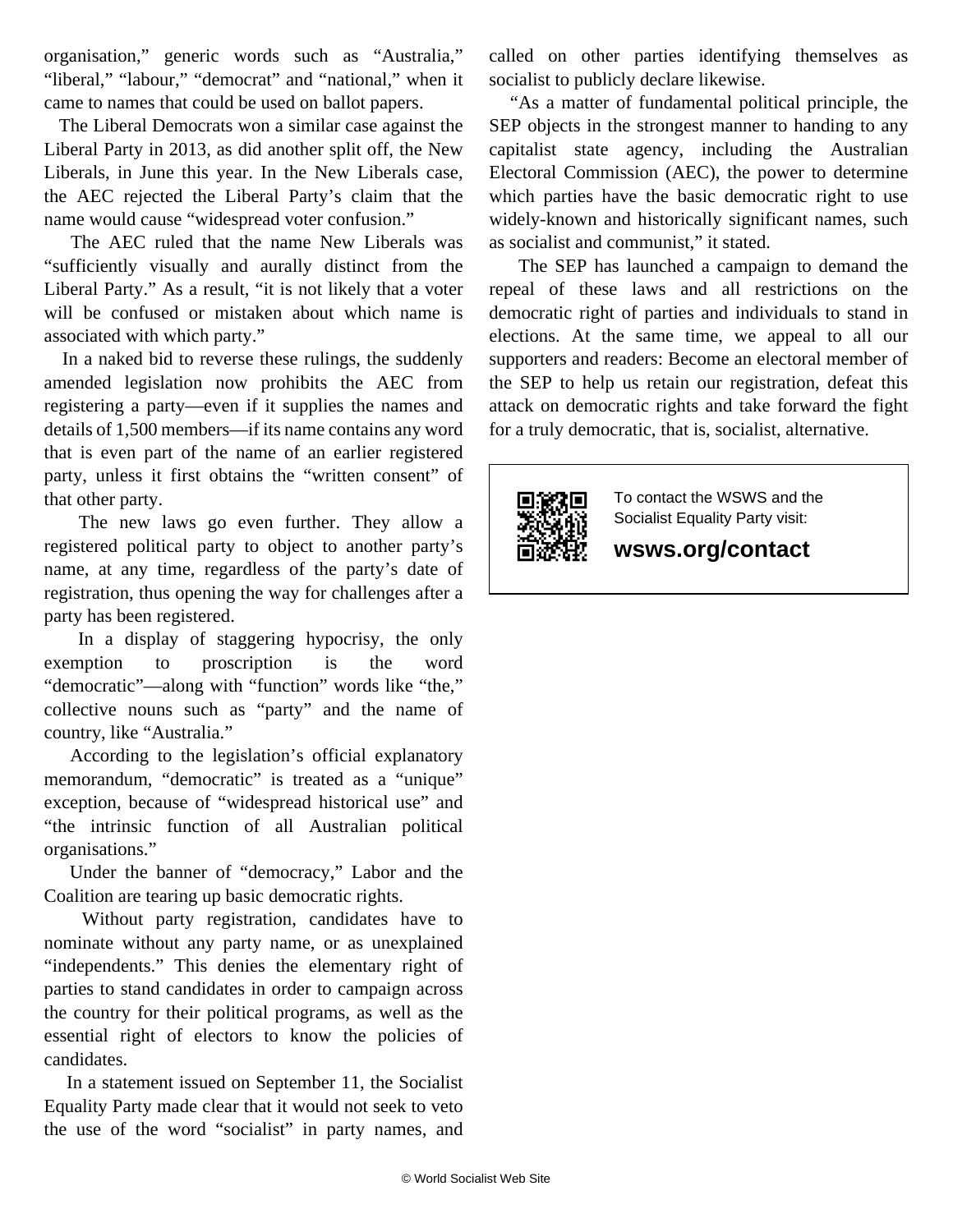organisation," generic words such as "Australia," "liberal," "labour," "democrat" and "national," when it came to names that could be used on ballot papers.

The Liberal Democrats won a similar case against the Liberal Party in 2013, as did another split off, the New Liberals, in June this year. In the New Liberals case, the AEC rejected the Liberal Party's claim that the name would cause "widespread voter confusion."

The AEC ruled that the name New Liberals was "sufficiently visually and aurally distinct from the Liberal Party." As a result, "it is not likely that a voter will be confused or mistaken about which name is associated with which party."

In a naked bid to reverse these rulings, the suddenly amended legislation now prohibits the AEC from registering a party—even if it supplies the names and details of 1,500 members—if its name contains any word that is even part of the name of an earlier registered party, unless it first obtains the "written consent" of that other party.

The new laws go even further. They allow a registered political party to object to another party's name, at any time, regardless of the party's date of registration, thus opening the way for challenges after a party has been registered.

In a display of staggering hypocrisy, the only exemption to proscription is the word "democratic"—along with "function" words like "the," collective nouns such as "party" and the name of country, like "Australia."

According to the legislation's official explanatory memorandum, "democratic" is treated as a "unique" exception, because of "widespread historical use" and "the intrinsic function of all Australian political organisations."

Under the banner of "democracy," Labor and the Coalition are tearing up basic democratic rights.

Without party registration, candidates have to nominate without any party name, or as unexplained "independents." This denies the elementary right of parties to stand candidates in order to campaign across the country for their political programs, as well as the essential right of electors to know the policies of candidates.

In a statement issued on September 11, the Socialist Equality Party made clear that it would not seek to veto the use of the word "socialist" in party names, and called on other parties identifying themselves as socialist to publicly declare likewise.

"As a matter of fundamental political principle, the SEP objects in the strongest manner to handing to any capitalist state agency, including the Australian Electoral Commission (AEC), the power to determine which parties have the basic democratic right to use widely-known and historically significant names, such as socialist and communist," it stated.

The SEP has launched a campaign to demand the repeal of these laws and all restrictions on the democratic right of parties and individuals to stand in elections. At the same time, we appeal to all our supporters and readers: Become an electoral member of the SEP to help us retain our registration, defeat this attack on democratic rights and take forward the fight for a truly democratic, that is, socialist, alternative.

To contact the WSWS and the Socialist Equality Party visit:

**wsws.org/contact**